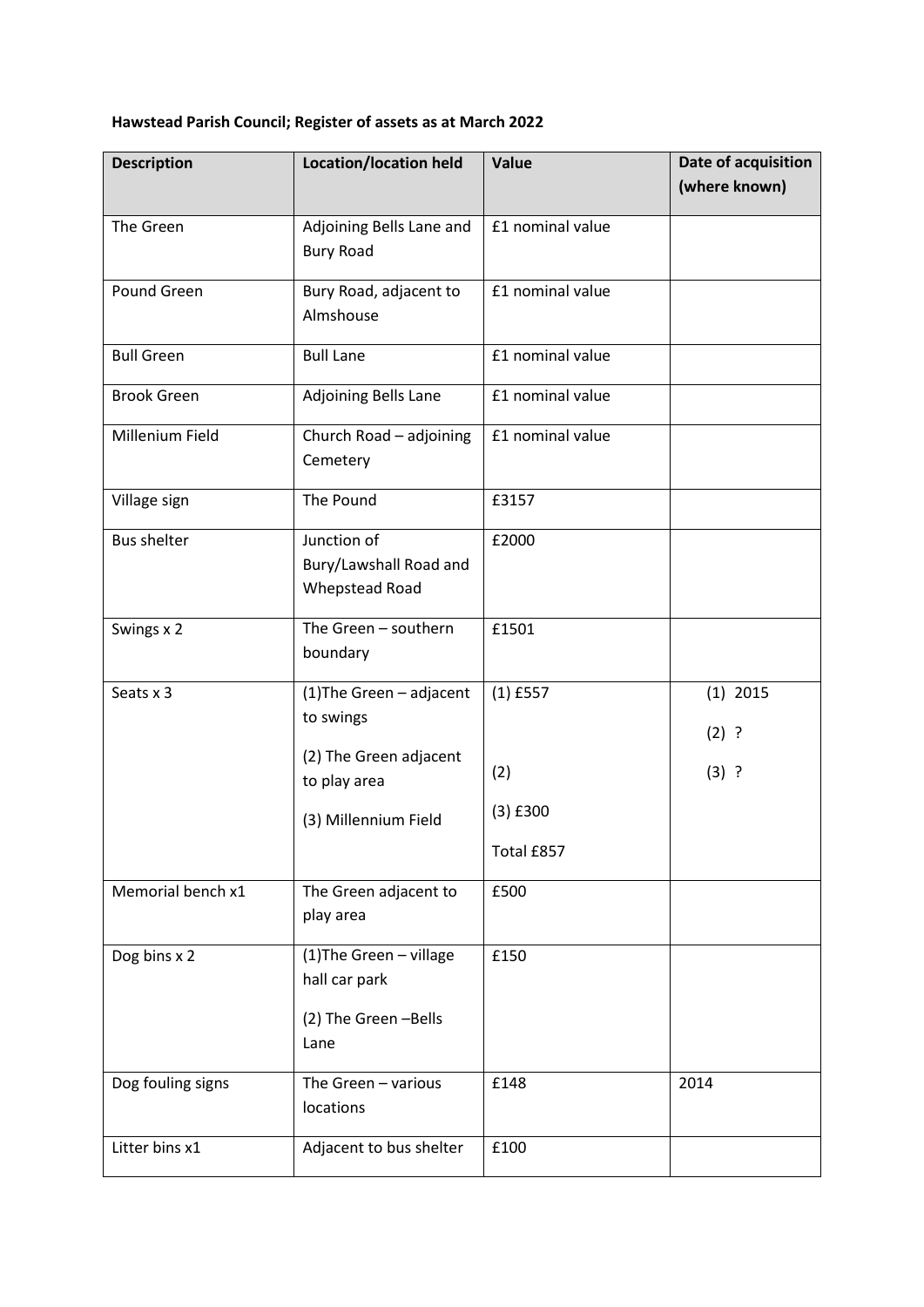**Hawstead Parish Council; Register of assets as at March 2022**

| Description | Location/location held | Value | Date of acquisition (where known) |
|---|---|---|---|
| The Green | Adjoining Bells Lane and Bury Road | £1 nominal value | |
| Pound Green | Bury Road, adjacent to Almshouse | £1 nominal value | |
| Bull Green | Bull Lane | £1 nominal value | |
| Brook Green | Adjoining Bells Lane | £1 nominal value | |
| Millenium Field | Church Road – adjoining Cemetery | £1 nominal value | |
| Village sign | The Pound | £3157 | |
| Bus shelter | Junction of Bury/Lawshall Road and Whepstead Road | £2000 | |
| Swings x 2 | The Green – southern boundary | £1501 | |
| Seats x 3 | (1)The Green – adjacent to swings<br>(2) The Green adjacent to play area<br>(3) Millennium Field | (1) £557<br>(2)<br>(3) £300<br>Total £857 | (1) 2015<br>(2) ?<br>(3) ? |
| Memorial bench x1 | The Green adjacent to play area | £500 | |
| Dog bins x 2 | (1)The Green – village hall car park<br>(2) The Green –Bells Lane | £150 | |
| Dog fouling signs | The Green – various locations | £148 | 2014 |
| Litter bins x1 | Adjacent to bus shelter | £100 | |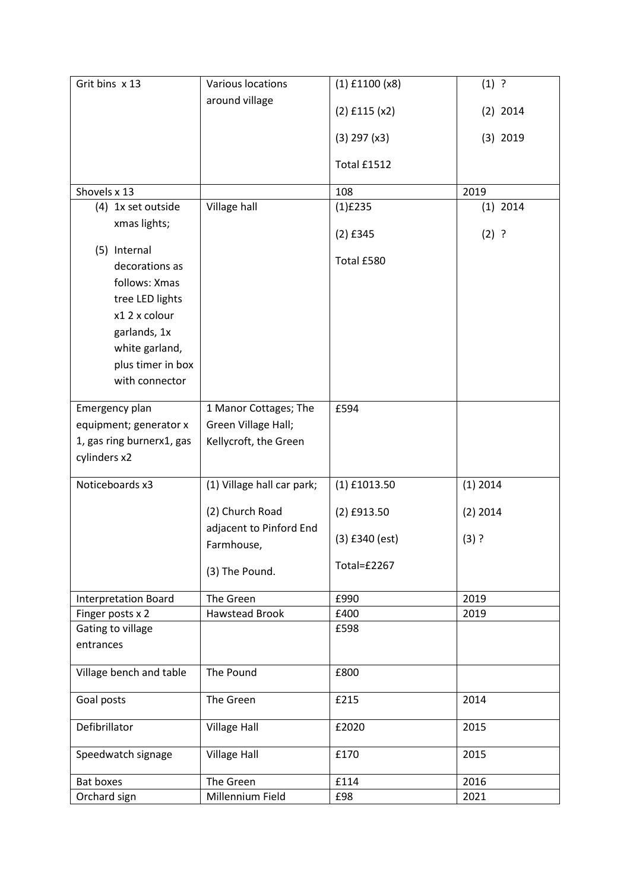| Grit bins x 13 | Various locations around village | (1) £1100 (x8)<br>(2) £115 (x2)<br>(3) 297 (x3)<br>Total £1512 | (1) ?<br>(2) 2014<br>(3) 2019 |
|---|---|---|---|
| Shovels x 13 | | 108 | 2019 |
| (4) 1x set outside xmas lights;<br>(5) Internal decorations as follows: Xmas tree LED lights x1 2 x colour garlands, 1x white garland, plus timer in box with connector | Village hall | (1)£235<br>(2) £345<br>Total £580 | (1) 2014<br>(2) ? |
| Emergency plan equipment; generator x 1, gas ring burnerx1, gas cylinders x2 | 1 Manor Cottages; The Green Village Hall; Kellycroft, the Green | £594 | |
| Noticeboards x3 | (1) Village hall car park;<br>(2) Church Road adjacent to Pinford End Farmhouse,<br>(3) The Pound. | (1) £1013.50<br>(2) £913.50<br>(3) £340 (est)<br>Total=£2267 | (1) 2014<br>(2) 2014<br>(3) ? |
| Interpretation Board | The Green | £990 | 2019 |
| Finger posts x 2 | Hawstead Brook | £400 | 2019 |
| Gating to village entrances | | £598 | |
| Village bench and table | The Pound | £800 | |
| Goal posts | The Green | £215 | 2014 |
| Defibrillator | Village Hall | £2020 | 2015 |
| Speedwatch signage | Village Hall | £170 | 2015 |
| Bat boxes | The Green | £114 | 2016 |
| Orchard sign | Millennium Field | £98 | 2021 |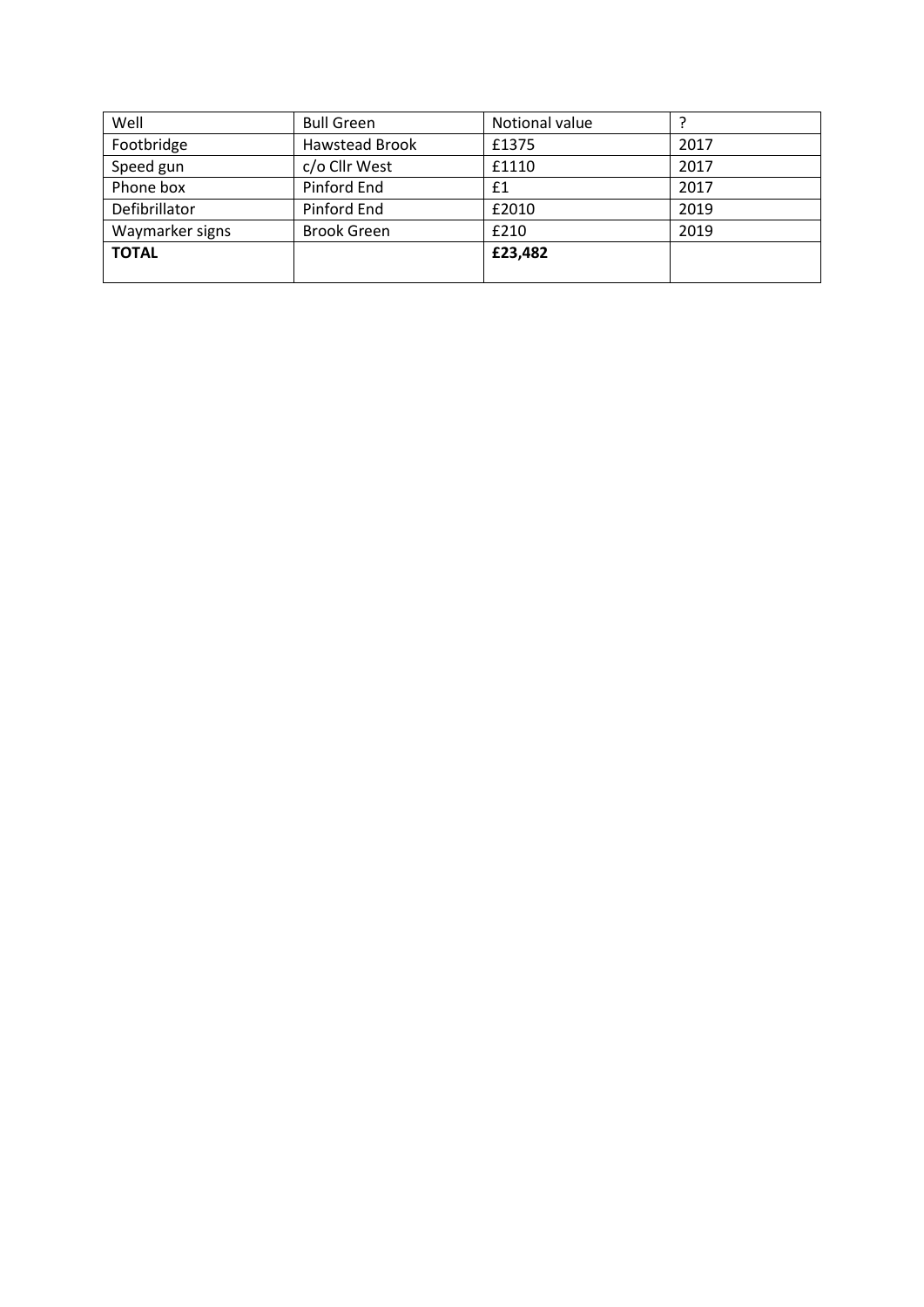| | | | |
|---|---|---|---|
| Well | Bull Green | Notional value | ? |
| Footbridge | Hawstead Brook | £1375 | 2017 |
| Speed gun | c/o Cllr West | £1110 | 2017 |
| Phone box | Pinford End | £1 | 2017 |
| Defibrillator | Pinford End | £2010 | 2019 |
| Waymarker signs | Brook Green | £210 | 2019 |
| **TOTAL** | | **£23,482** | |